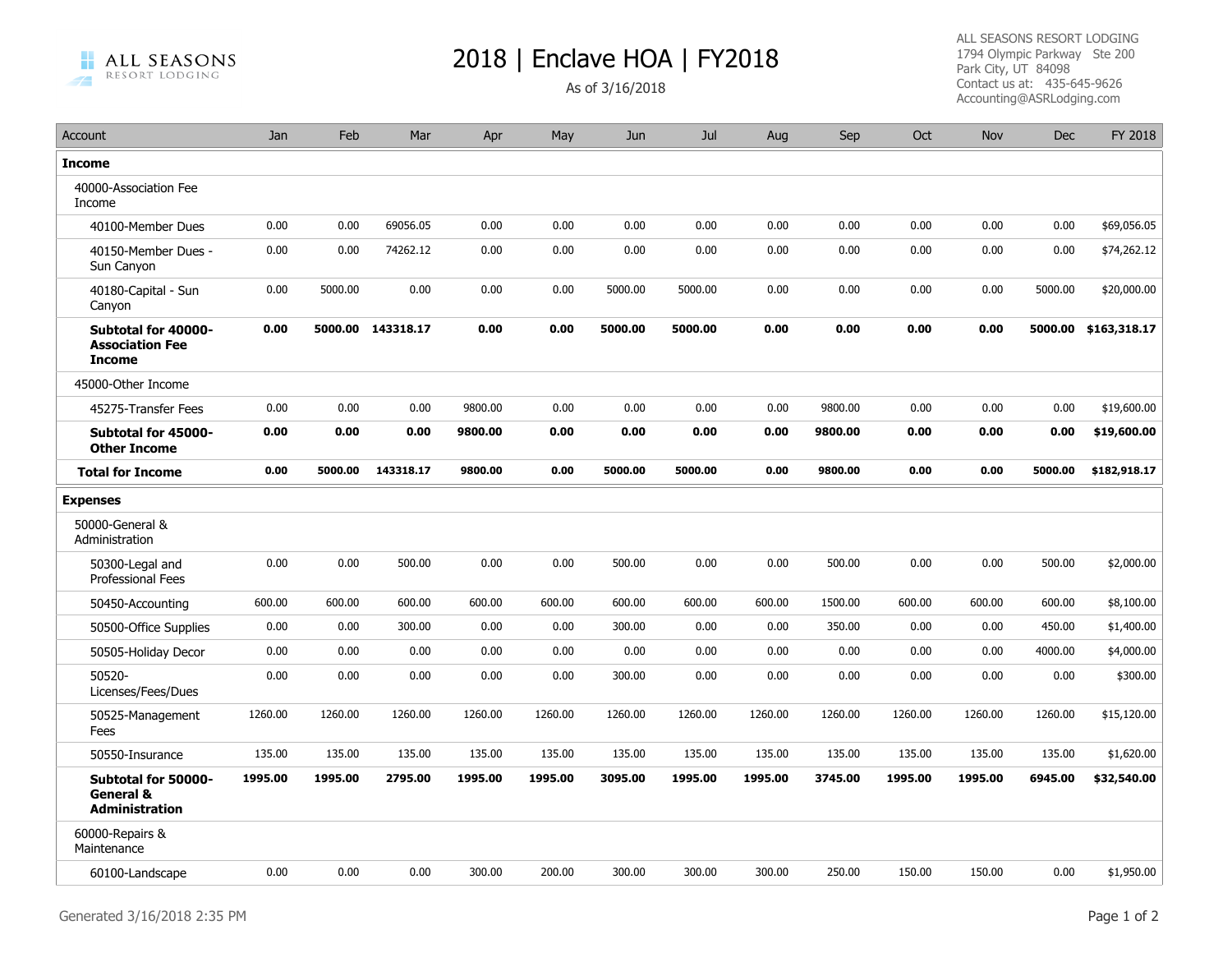# 2018 | Enclave HOA | FY2018

As of 3/16/2018

ALL SEASONS RESORT LODGING
1794 Olympic Parkway Ste 200
Park City, UT 84098
Contact us at: 435-645-9626
Accounting@ASRLodging.com

| Account | Jan | Feb | Mar | Apr | May | Jun | Jul | Aug | Sep | Oct | Nov | Dec | FY 2018 |
|---|---|---|---|---|---|---|---|---|---|---|---|---|---|
| **Income** | | | | | | | | | | | | | |
| 40000-Association Fee Income | | | | | | | | | | | | | |
| 40100-Member Dues | 0.00 | 0.00 | 69056.05 | 0.00 | 0.00 | 0.00 | 0.00 | 0.00 | 0.00 | 0.00 | 0.00 | 0.00 | $69,056.05 |
| 40150-Member Dues - Sun Canyon | 0.00 | 0.00 | 74262.12 | 0.00 | 0.00 | 0.00 | 0.00 | 0.00 | 0.00 | 0.00 | 0.00 | 0.00 | $74,262.12 |
| 40180-Capital - Sun Canyon | 0.00 | 5000.00 | 0.00 | 0.00 | 0.00 | 5000.00 | 5000.00 | 0.00 | 0.00 | 0.00 | 0.00 | 5000.00 | $20,000.00 |
| **Subtotal for 40000-Association Fee Income** | **0.00** | **5000.00** | **143318.17** | **0.00** | **0.00** | **5000.00** | **5000.00** | **0.00** | **0.00** | **0.00** | **0.00** | **5000.00** | **$163,318.17** |
| 45000-Other Income | | | | | | | | | | | | | |
| 45275-Transfer Fees | 0.00 | 0.00 | 0.00 | 9800.00 | 0.00 | 0.00 | 0.00 | 0.00 | 9800.00 | 0.00 | 0.00 | 0.00 | $19,600.00 |
| **Subtotal for 45000-Other Income** | **0.00** | **0.00** | **0.00** | **9800.00** | **0.00** | **0.00** | **0.00** | **0.00** | **9800.00** | **0.00** | **0.00** | **0.00** | **$19,600.00** |
| **Total for Income** | **0.00** | **5000.00** | **143318.17** | **9800.00** | **0.00** | **5000.00** | **5000.00** | **0.00** | **9800.00** | **0.00** | **0.00** | **5000.00** | **$182,918.17** |
| **Expenses** | | | | | | | | | | | | | |
| 50000-General & Administration | | | | | | | | | | | | | |
| 50300-Legal and Professional Fees | 0.00 | 0.00 | 500.00 | 0.00 | 0.00 | 500.00 | 0.00 | 0.00 | 500.00 | 0.00 | 0.00 | 500.00 | $2,000.00 |
| 50450-Accounting | 600.00 | 600.00 | 600.00 | 600.00 | 600.00 | 600.00 | 600.00 | 600.00 | 1500.00 | 600.00 | 600.00 | 600.00 | $8,100.00 |
| 50500-Office Supplies | 0.00 | 0.00 | 300.00 | 0.00 | 0.00 | 300.00 | 0.00 | 0.00 | 350.00 | 0.00 | 0.00 | 450.00 | $1,400.00 |
| 50505-Holiday Decor | 0.00 | 0.00 | 0.00 | 0.00 | 0.00 | 0.00 | 0.00 | 0.00 | 0.00 | 0.00 | 0.00 | 4000.00 | $4,000.00 |
| 50520-Licenses/Fees/Dues | 0.00 | 0.00 | 0.00 | 0.00 | 0.00 | 300.00 | 0.00 | 0.00 | 0.00 | 0.00 | 0.00 | 0.00 | $300.00 |
| 50525-Management Fees | 1260.00 | 1260.00 | 1260.00 | 1260.00 | 1260.00 | 1260.00 | 1260.00 | 1260.00 | 1260.00 | 1260.00 | 1260.00 | 1260.00 | $15,120.00 |
| 50550-Insurance | 135.00 | 135.00 | 135.00 | 135.00 | 135.00 | 135.00 | 135.00 | 135.00 | 135.00 | 135.00 | 135.00 | 135.00 | $1,620.00 |
| **Subtotal for 50000-General & Administration** | **1995.00** | **1995.00** | **2795.00** | **1995.00** | **1995.00** | **3095.00** | **1995.00** | **1995.00** | **3745.00** | **1995.00** | **1995.00** | **6945.00** | **$32,540.00** |
| 60000-Repairs & Maintenance | | | | | | | | | | | | | |
| 60100-Landscape | 0.00 | 0.00 | 0.00 | 300.00 | 200.00 | 300.00 | 300.00 | 300.00 | 250.00 | 150.00 | 150.00 | 0.00 | $1,950.00 |

Generated 3/16/2018 2:35 PM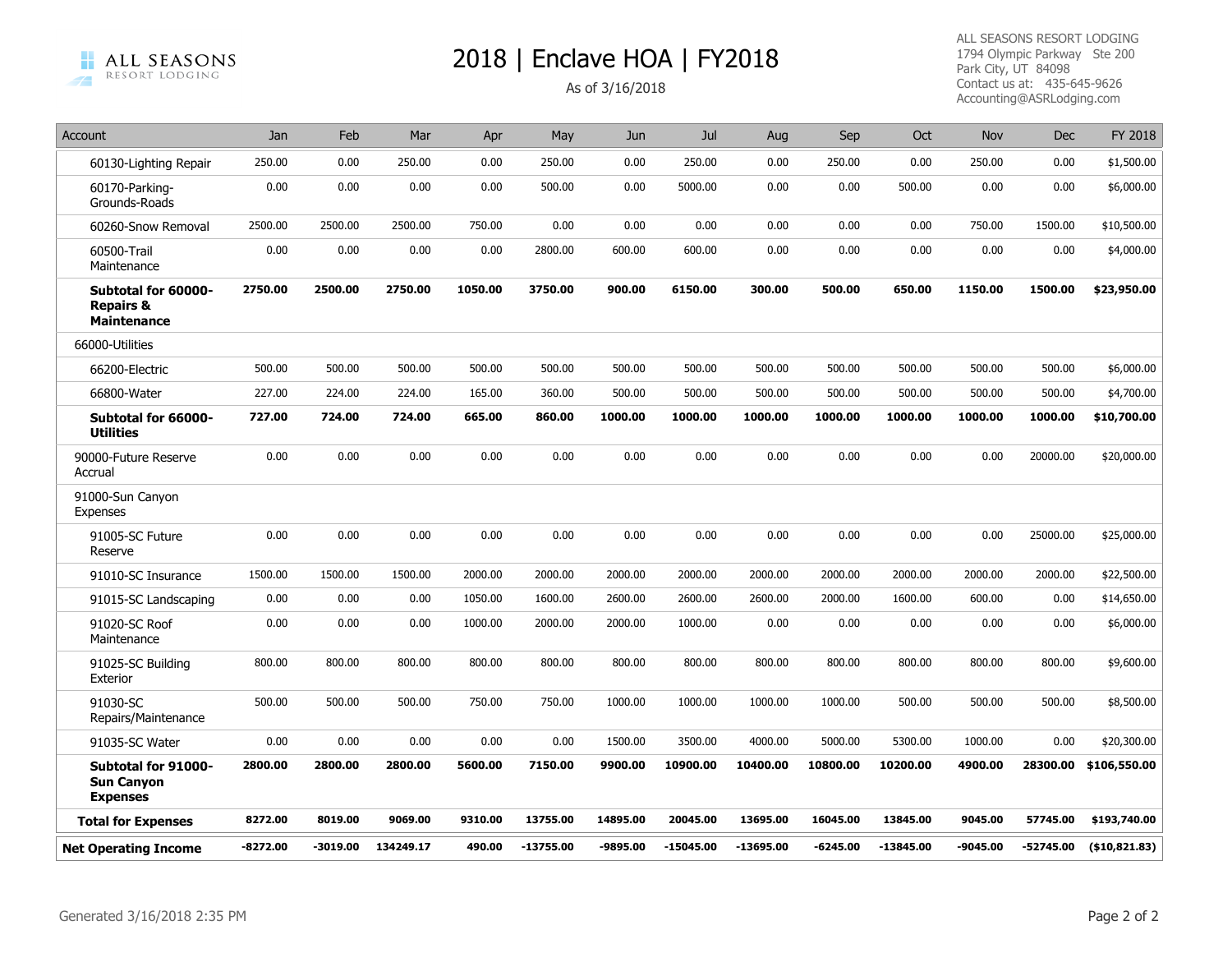# 2018 | Enclave HOA | FY2018

As of 3/16/2018

ALL SEASONS RESORT LODGING
1794 Olympic Parkway Ste 200
Park City, UT 84098
Contact us at: 435-645-9626
Accounting@ASRLodging.com

| Account | Jan | Feb | Mar | Apr | May | Jun | Jul | Aug | Sep | Oct | Nov | Dec | FY 2018 |
|---|---|---|---|---|---|---|---|---|---|---|---|---|---|
| 60130-Lighting Repair | 250.00 | 0.00 | 250.00 | 0.00 | 250.00 | 0.00 | 250.00 | 0.00 | 250.00 | 0.00 | 250.00 | 0.00 | $1,500.00 |
| 60170-Parking-Grounds-Roads | 0.00 | 0.00 | 0.00 | 0.00 | 500.00 | 0.00 | 5000.00 | 0.00 | 0.00 | 500.00 | 0.00 | 0.00 | $6,000.00 |
| 60260-Snow Removal | 2500.00 | 2500.00 | 2500.00 | 750.00 | 0.00 | 0.00 | 0.00 | 0.00 | 0.00 | 0.00 | 750.00 | 1500.00 | $10,500.00 |
| 60500-Trail Maintenance | 0.00 | 0.00 | 0.00 | 0.00 | 2800.00 | 600.00 | 600.00 | 0.00 | 0.00 | 0.00 | 0.00 | 0.00 | $4,000.00 |
| **Subtotal for 60000-Repairs & Maintenance** | **2750.00** | **2500.00** | **2750.00** | **1050.00** | **3750.00** | **900.00** | **6150.00** | **300.00** | **500.00** | **650.00** | **1150.00** | **1500.00** | **$23,950.00** |
| 66000-Utilities | | | | | | | | | | | | | |
| 66200-Electric | 500.00 | 500.00 | 500.00 | 500.00 | 500.00 | 500.00 | 500.00 | 500.00 | 500.00 | 500.00 | 500.00 | 500.00 | $6,000.00 |
| 66800-Water | 227.00 | 224.00 | 224.00 | 165.00 | 360.00 | 500.00 | 500.00 | 500.00 | 500.00 | 500.00 | 500.00 | 500.00 | $4,700.00 |
| **Subtotal for 66000-Utilities** | **727.00** | **724.00** | **724.00** | **665.00** | **860.00** | **1000.00** | **1000.00** | **1000.00** | **1000.00** | **1000.00** | **1000.00** | **1000.00** | **$10,700.00** |
| 90000-Future Reserve Accrual | 0.00 | 0.00 | 0.00 | 0.00 | 0.00 | 0.00 | 0.00 | 0.00 | 0.00 | 0.00 | 0.00 | 20000.00 | $20,000.00 |
| 91000-Sun Canyon Expenses | | | | | | | | | | | | | |
| 91005-SC Future Reserve | 0.00 | 0.00 | 0.00 | 0.00 | 0.00 | 0.00 | 0.00 | 0.00 | 0.00 | 0.00 | 0.00 | 25000.00 | $25,000.00 |
| 91010-SC Insurance | 1500.00 | 1500.00 | 1500.00 | 2000.00 | 2000.00 | 2000.00 | 2000.00 | 2000.00 | 2000.00 | 2000.00 | 2000.00 | 2000.00 | $22,500.00 |
| 91015-SC Landscaping | 0.00 | 0.00 | 0.00 | 1050.00 | 1600.00 | 2600.00 | 2600.00 | 2600.00 | 2000.00 | 1600.00 | 600.00 | 0.00 | $14,650.00 |
| 91020-SC Roof Maintenance | 0.00 | 0.00 | 0.00 | 1000.00 | 2000.00 | 2000.00 | 1000.00 | 0.00 | 0.00 | 0.00 | 0.00 | 0.00 | $6,000.00 |
| 91025-SC Building Exterior | 800.00 | 800.00 | 800.00 | 800.00 | 800.00 | 800.00 | 800.00 | 800.00 | 800.00 | 800.00 | 800.00 | 800.00 | $9,600.00 |
| 91030-SC Repairs/Maintenance | 500.00 | 500.00 | 500.00 | 750.00 | 750.00 | 1000.00 | 1000.00 | 1000.00 | 1000.00 | 500.00 | 500.00 | 500.00 | $8,500.00 |
| 91035-SC Water | 0.00 | 0.00 | 0.00 | 0.00 | 0.00 | 1500.00 | 3500.00 | 4000.00 | 5000.00 | 5300.00 | 1000.00 | 0.00 | $20,300.00 |
| **Subtotal for 91000-Sun Canyon Expenses** | **2800.00** | **2800.00** | **2800.00** | **5600.00** | **7150.00** | **9900.00** | **10900.00** | **10400.00** | **10800.00** | **10200.00** | **4900.00** | **28300.00** | **$106,550.00** |
| **Total for Expenses** | **8272.00** | **8019.00** | **9069.00** | **9310.00** | **13755.00** | **14895.00** | **20045.00** | **13695.00** | **16045.00** | **13845.00** | **9045.00** | **57745.00** | **$193,740.00** |
| **Net Operating Income** | **-8272.00** | **-3019.00** | **134249.17** | **490.00** | **-13755.00** | **-9895.00** | **-15045.00** | **-13695.00** | **-6245.00** | **-13845.00** | **-9045.00** | **-52745.00** | **($10,821.83)** |

Generated 3/16/2018 2:35 PM